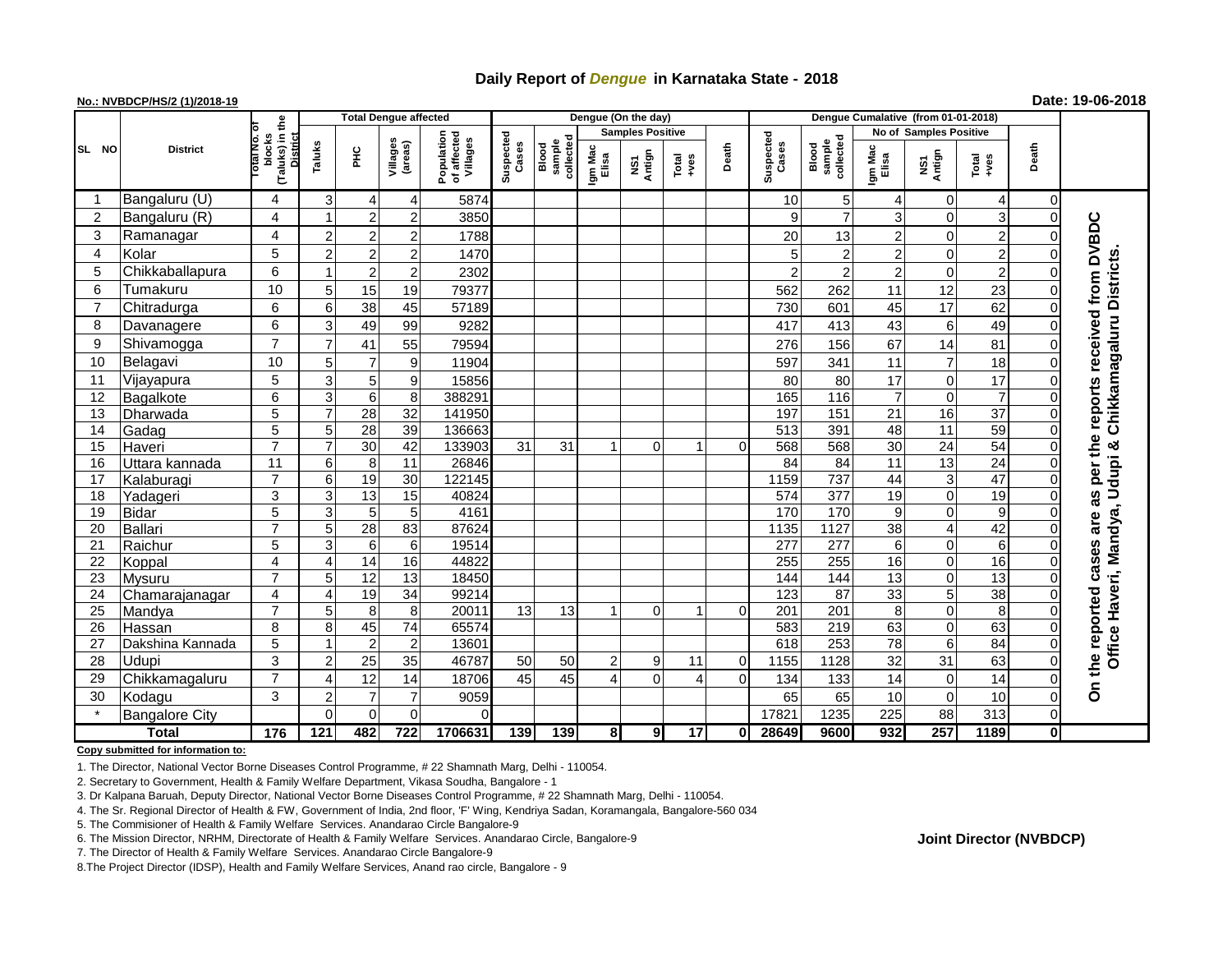# Daily Report of *Dengue* in Karnataka State - 2018

**No.: NVBDCP/HS/2 (1)/2018-19** **Date: 19-06-2018**

| SL NO | District | Total No. of blocks (Taluks) in the District | Total Dengue affected | | | | Dengue (On the day) | | | | | | | Dengue Cumalative (from 01-01-2018) | | | | | | | |
|---|---|---|---|---|---|---|---|---|---|---|---|---|---|---|---|---|---|---|---|---|
| | | | Taluks | PHC | Villages (areas) | Population of affected Villages | Suspected Cases | Blood sample collected | Samples Positive | | | Death | Suspected Cases | Blood sample collected | No of Samples Positive | | | Death | |
| | | | | | | | | | Igm Mac Elisa | NS1 Antign | Total +ves | | | | Igm Mac Elisa | NS1 Antign | Total +ves | | |
| 1 | Bangaluru (U) | 4 | 3 | 4 | 4 | 5874 | | | | | | | 10 | 5 | 4 | 0 | 4 | 0 | On the reported cases are as per the reports received from DVBDC Office Haveri, Mandya, Udupi & Chikkamagaluru Districts. |
| 2 | Bangaluru (R) | 4 | 1 | 2 | 2 | 3850 | | | | | | | 9 | 7 | 3 | 0 | 3 | 0 | |
| 3 | Ramanagar | 4 | 2 | 2 | 2 | 1788 | | | | | | | 20 | 13 | 2 | 0 | 2 | 0 | |
| 4 | Kolar | 5 | 2 | 2 | 2 | 1470 | | | | | | | 5 | 2 | 2 | 0 | 2 | 0 | |
| 5 | Chikkaballapura | 6 | 1 | 2 | 2 | 2302 | | | | | | | 2 | 2 | 2 | 0 | 2 | 0 | |
| 6 | Tumakuru | 10 | 5 | 15 | 19 | 79377 | | | | | | | 562 | 262 | 11 | 12 | 23 | 0 | |
| 7 | Chitradurga | 6 | 6 | 38 | 45 | 57189 | | | | | | | 730 | 601 | 45 | 17 | 62 | 0 | |
| 8 | Davanagere | 6 | 3 | 49 | 99 | 9282 | | | | | | | 417 | 413 | 43 | 6 | 49 | 0 | |
| 9 | Shivamogga | 7 | 7 | 41 | 55 | 79594 | | | | | | | 276 | 156 | 67 | 14 | 81 | 0 | |
| 10 | Belagavi | 10 | 5 | 7 | 9 | 11904 | | | | | | | 597 | 341 | 11 | 7 | 18 | 0 | |
| 11 | Vijayapura | 5 | 3 | 5 | 9 | 15856 | | | | | | | 80 | 80 | 17 | 0 | 17 | 0 | |
| 12 | Bagalkote | 6 | 3 | 6 | 8 | 388291 | | | | | | | 165 | 116 | 7 | 0 | 7 | 0 | |
| 13 | Dharwada | 5 | 7 | 28 | 32 | 141950 | | | | | | | 197 | 151 | 21 | 16 | 37 | 0 | |
| 14 | Gadag | 5 | 5 | 28 | 39 | 136663 | | | | | | | 513 | 391 | 48 | 11 | 59 | 0 | |
| 15 | Haveri | 7 | 7 | 30 | 42 | 133903 | 31 | 31 | 1 | 0 | 1 | 0 | 568 | 568 | 30 | 24 | 54 | 0 | |
| 16 | Uttara kannada | 11 | 6 | 8 | 11 | 26846 | | | | | | | 84 | 84 | 11 | 13 | 24 | 0 | |
| 17 | Kalaburagi | 7 | 6 | 19 | 30 | 122145 | | | | | | | 1159 | 737 | 44 | 3 | 47 | 0 | |
| 18 | Yadageri | 3 | 3 | 13 | 15 | 40824 | | | | | | | 574 | 377 | 19 | 0 | 19 | 0 | |
| 19 | Bidar | 5 | 3 | 5 | 5 | 4161 | | | | | | | 170 | 170 | 9 | 0 | 9 | 0 | |
| 20 | Ballari | 7 | 5 | 28 | 83 | 87624 | | | | | | | 1135 | 1127 | 38 | 4 | 42 | 0 | |
| 21 | Raichur | 5 | 3 | 6 | 6 | 19514 | | | | | | | 277 | 277 | 6 | 0 | 6 | 0 | |
| 22 | Koppal | 4 | 4 | 14 | 16 | 44822 | | | | | | | 255 | 255 | 16 | 0 | 16 | 0 | |
| 23 | Mysuru | 7 | 5 | 12 | 13 | 18450 | | | | | | | 144 | 144 | 13 | 0 | 13 | 0 | |
| 24 | Chamarajanagar | 4 | 4 | 19 | 34 | 99214 | | | | | | | 123 | 87 | 33 | 5 | 38 | 0 | |
| 25 | Mandya | 7 | 5 | 8 | 8 | 20011 | 13 | 13 | 1 | 0 | 1 | 0 | 201 | 201 | 8 | 0 | 8 | 0 | |
| 26 | Hassan | 8 | 8 | 45 | 74 | 65574 | | | | | | | 583 | 219 | 63 | 0 | 63 | 0 | |
| 27 | Dakshina Kannada | 5 | 1 | 2 | 2 | 13601 | | | | | | | 618 | 253 | 78 | 6 | 84 | 0 | |
| 28 | Udupi | 3 | 2 | 25 | 35 | 46787 | 50 | 50 | 2 | 9 | 11 | 0 | 1155 | 1128 | 32 | 31 | 63 | 0 | |
| 29 | Chikkamagaluru | 7 | 4 | 12 | 14 | 18706 | 45 | 45 | 4 | 0 | 4 | 0 | 134 | 133 | 14 | 0 | 14 | 0 | |
| 30 | Kodagu | 3 | 2 | 7 | 7 | 9059 | | | | | | | 65 | 65 | 10 | 0 | 10 | 0 | |
| * | Bangalore City | | 0 | 0 | 0 | 0 | | | | | | | 17821 | 1235 | 225 | 88 | 313 | 0 | |
| **Total** | | **176** | **121** | **482** | **722** | **1706631** | **139** | **139** | **8** | **9** | **17** | **0** | **28649** | **9600** | **932** | **257** | **1189** | **0** | |

**Copy submitted for information to:**

1. The Director, National Vector Borne Diseases Control Programme, # 22 Shamnath Marg, Delhi - 110054.
2. Secretary to Government, Health & Family Welfare Department, Vikasa Soudha, Bangalore - 1
3. Dr Kalpana Baruah, Deputy Director, National Vector Borne Diseases Control Programme, # 22 Shamnath Marg, Delhi - 110054.
4. The Sr. Regional Director of Health & FW, Government of India, 2nd floor, 'F' Wing, Kendriya Sadan, Koramangala, Bangalore-560 034
5. The Commisioner of Health & Family Welfare Services. Anandarao Circle Bangalore-9
6. The Mission Director, NRHM, Directorate of Health & Family Welfare Services. Anandarao Circle, Bangalore-9
7. The Director of Health & Family Welfare Services. Anandarao Circle Bangalore-9
8. The Project Director (IDSP), Health and Family Welfare Services, Anand rao circle, Bangalore - 9

**Joint Director (NVBDCP)**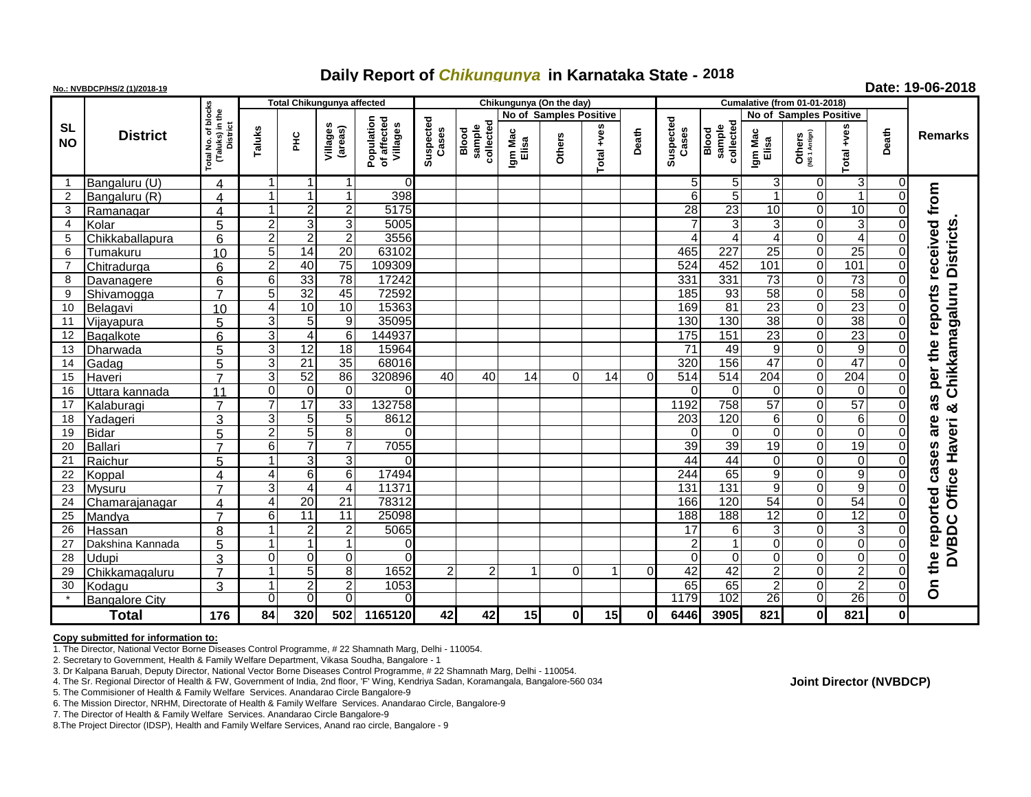# Daily Report of *Chikungunya* in Karnataka State - 2018

**No.: NVBDCP/HS/2 (1)/2018-19**

**Date: 19-06-2018**

| SL NO | District | Total No. of blocks (Taluks) in the District | Total Chikungunya affected | | | | Chikungunya (On the day) | | | | | | Cumalative (from 01-01-2018) | | | | | | Remarks |
|---|---|---|---|---|---|---|---|---|---|---|---|---|---|---|---|---|---|---|---|
| | | | Taluks | PHC | Villages (areas) | Population of affected Villages | Suspected Cases | Blood sample collected | No of Samples Positive | | | Death | Suspected Cases | Blood sample collected | No of Samples Positive | | | Death | |
| | | | | | | | | | Igm Mac Elisa | Others | Total +ves | | | | Igm Mac Elisa | Others (NS 1 Antign) | Total +ves | | |
| 1 | Bangaluru (U) | 4 | 1 | 1 | 1 | 0 | | | | | | | 5 | 5 | 3 | 0 | 3 | 0 | On the reported cases are as per the reports received from DVBDC Office Haveri & Chikkamagaluru Districts. |
| 2 | Bangaluru (R) | 4 | 1 | 1 | 1 | 398 | | | | | | | 6 | 5 | 1 | 0 | 1 | 0 | |
| 3 | Ramanagar | 4 | 1 | 2 | 2 | 5175 | | | | | | | 28 | 23 | 10 | 0 | 10 | 0 | |
| 4 | Kolar | 5 | 2 | 3 | 3 | 5005 | | | | | | | 7 | 3 | 3 | 0 | 3 | 0 | |
| 5 | Chikkaballapura | 6 | 2 | 2 | 2 | 3556 | | | | | | | 4 | 4 | 4 | 0 | 4 | 0 | |
| 6 | Tumakuru | 10 | 5 | 14 | 20 | 63102 | | | | | | | 465 | 227 | 25 | 0 | 25 | 0 | |
| 7 | Chitradurga | 6 | 2 | 40 | 75 | 109309 | | | | | | | 524 | 452 | 101 | 0 | 101 | 0 | |
| 8 | Davanagere | 6 | 6 | 33 | 78 | 17242 | | | | | | | 331 | 331 | 73 | 0 | 73 | 0 | |
| 9 | Shivamogga | 7 | 5 | 32 | 45 | 72592 | | | | | | | 185 | 93 | 58 | 0 | 58 | 0 | |
| 10 | Belagavi | 10 | 4 | 10 | 10 | 15363 | | | | | | | 169 | 81 | 23 | 0 | 23 | 0 | |
| 11 | Vijayapura | 5 | 3 | 5 | 9 | 35095 | | | | | | | 130 | 130 | 38 | 0 | 38 | 0 | |
| 12 | Bagalkote | 6 | 3 | 4 | 6 | 144937 | | | | | | | 175 | 151 | 23 | 0 | 23 | 0 | |
| 13 | Dharwada | 5 | 3 | 12 | 18 | 15964 | | | | | | | 71 | 49 | 9 | 0 | 9 | 0 | |
| 14 | Gadag | 5 | 3 | 21 | 35 | 68016 | | | | | | | 320 | 156 | 47 | 0 | 47 | 0 | |
| 15 | Haveri | 7 | 3 | 52 | 86 | 320896 | 40 | 40 | 14 | 0 | 14 | 0 | 514 | 514 | 204 | 0 | 204 | 0 | |
| 16 | Uttara kannada | 11 | 0 | 0 | 0 | 0 | | | | | | | 0 | 0 | 0 | 0 | 0 | 0 | |
| 17 | Kalaburagi | 7 | 7 | 17 | 33 | 132758 | | | | | | | 1192 | 758 | 57 | 0 | 57 | 0 | |
| 18 | Yadageri | 3 | 3 | 5 | 5 | 8612 | | | | | | | 203 | 120 | 6 | 0 | 6 | 0 | |
| 19 | Bidar | 5 | 2 | 5 | 8 | 0 | | | | | | | 0 | 0 | 0 | 0 | 0 | 0 | |
| 20 | Ballari | 7 | 6 | 7 | 7 | 7055 | | | | | | | 39 | 39 | 19 | 0 | 19 | 0 | |
| 21 | Raichur | 5 | 1 | 3 | 3 | 0 | | | | | | | 44 | 44 | 0 | 0 | 0 | 0 | |
| 22 | Koppal | 4 | 4 | 6 | 6 | 17494 | | | | | | | 244 | 65 | 9 | 0 | 9 | 0 | |
| 23 | Mysuru | 7 | 3 | 4 | 4 | 11371 | | | | | | | 131 | 131 | 9 | 0 | 9 | 0 | |
| 24 | Chamarajanagar | 4 | 4 | 20 | 21 | 78312 | | | | | | | 166 | 120 | 54 | 0 | 54 | 0 | |
| 25 | Mandya | 7 | 6 | 11 | 11 | 25098 | | | | | | | 188 | 188 | 12 | 0 | 12 | 0 | |
| 26 | Hassan | 8 | 1 | 2 | 2 | 5065 | | | | | | | 17 | 6 | 3 | 0 | 3 | 0 | |
| 27 | Dakshina Kannada | 5 | 1 | 1 | 1 | 0 | | | | | | | 2 | 1 | 0 | 0 | 0 | 0 | |
| 28 | Udupi | 3 | 0 | 0 | 0 | 0 | | | | | | | 0 | 0 | 0 | 0 | 0 | 0 | |
| 29 | Chikkamagaluru | 7 | 1 | 5 | 8 | 1652 | 2 | 2 | 1 | 0 | 1 | 0 | 42 | 42 | 2 | 0 | 2 | 0 | |
| 30 | Kodagu | 3 | 1 | 2 | 2 | 1053 | | | | | | | 65 | 65 | 2 | 0 | 2 | 0 | |
| * | Bangalore City | | 0 | 0 | 0 | 0 | | | | | | | 1179 | 102 | 26 | 0 | 26 | 0 | |
| **Total** | | **176** | **84** | **320** | **502** | **1165120** | **42** | **42** | **15** | **0** | **15** | **0** | **6446** | **3905** | **821** | **0** | **821** | **0** | |

**Copy submitted for information to:**

1. The Director, National Vector Borne Diseases Control Programme, # 22 Shamnath Marg, Delhi - 110054.
2. Secretary to Government, Health & Family Welfare Department, Vikasa Soudha, Bangalore - 1
3. Dr Kalpana Baruah, Deputy Director, National Vector Borne Diseases Control Programme, # 22 Shamnath Marg, Delhi - 110054.
4. The Sr. Regional Director of Health & FW, Government of India, 2nd floor, 'F' Wing, Kendriya Sadan, Koramangala, Bangalore-560 034
5. The Commisioner of Health & Family Welfare Services. Anandarao Circle Bangalore-9
6. The Mission Director, NRHM, Directorate of Health & Family Welfare Services. Anandarao Circle, Bangalore-9
7. The Director of Health & Family Welfare Services. Anandarao Circle Bangalore-9
8. The Project Director (IDSP), Health and Family Welfare Services, Anand rao circle, Bangalore - 9

**Joint Director (NVBDCP)**